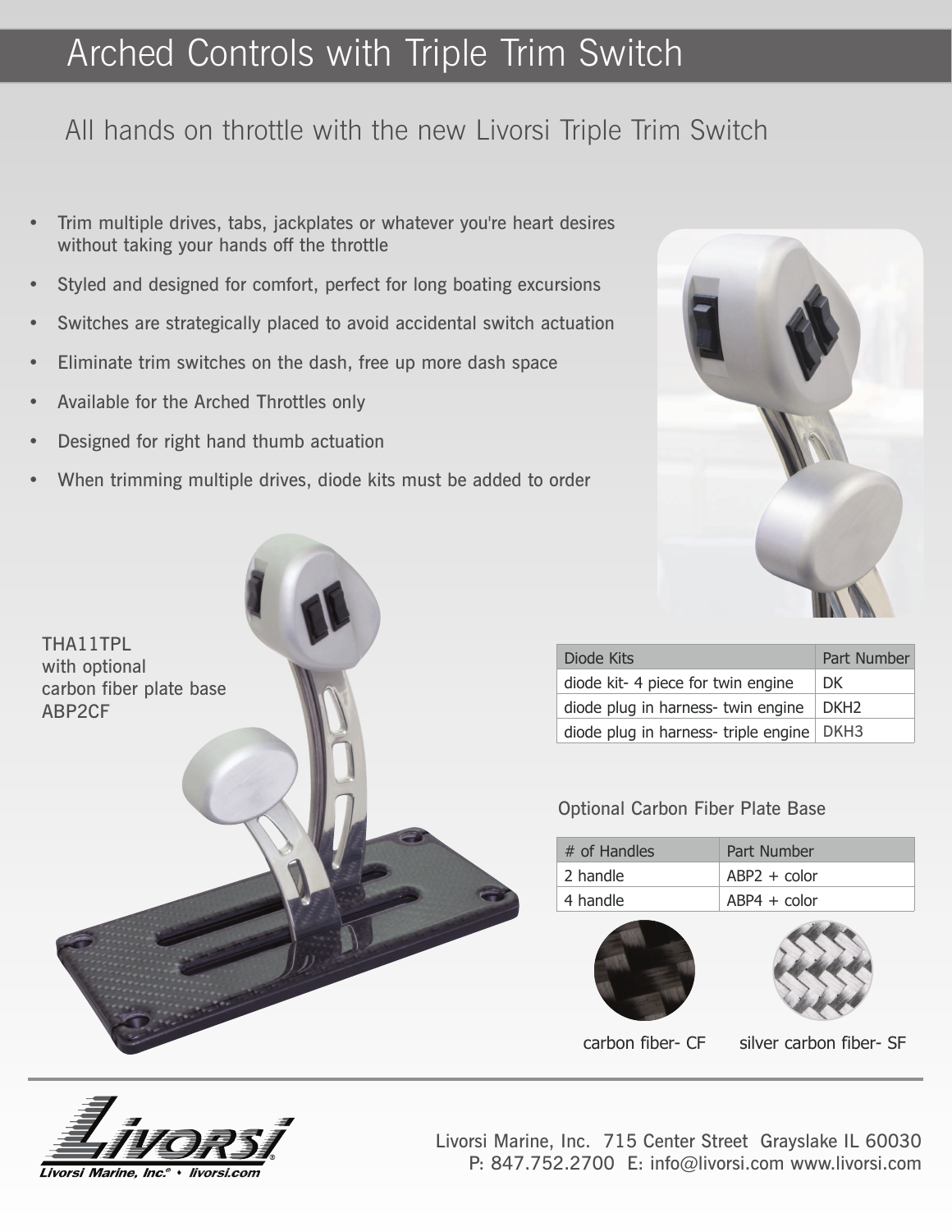# Arched Controls with Triple Trim Switch

## All hands on throttle with the new Livorsi Triple Trim Switch

- Trim multiple drives, tabs, jackplates or whatever you're heart desires without taking your hands off the throttle
- Styled and designed for comfort, perfect for long boating excursions
- Switches are strategically placed to avoid accidental switch actuation
- Eliminate trim switches on the dash, free up more dash space
- Available for the Arched Throttles only
- Designed for right hand thumb actuation
- When trimming multiple drives, diode kits must be added to order

THA11TPL
with optional
carbon fiber plate base
ABP2CF

| Diode Kits | Part Number |
|---|---|
| diode kit- 4 piece for twin engine | DK |
| diode plug in harness- twin engine | DKH2 |
| diode plug in harness- triple engine | DKH3 |

### Optional Carbon Fiber Plate Base

| # of Handles | Part Number |
|---|---|
| 2 handle | ABP2 + color |
| 4 handle | ABP4 + color |

carbon fiber- CF    silver carbon fiber- SF

Livorsi Marine, Inc.® • livorsi.com

Livorsi Marine, Inc. 715 Center Street Grayslake IL 60030
P: 847.752.2700 E: info@livorsi.com www.livorsi.com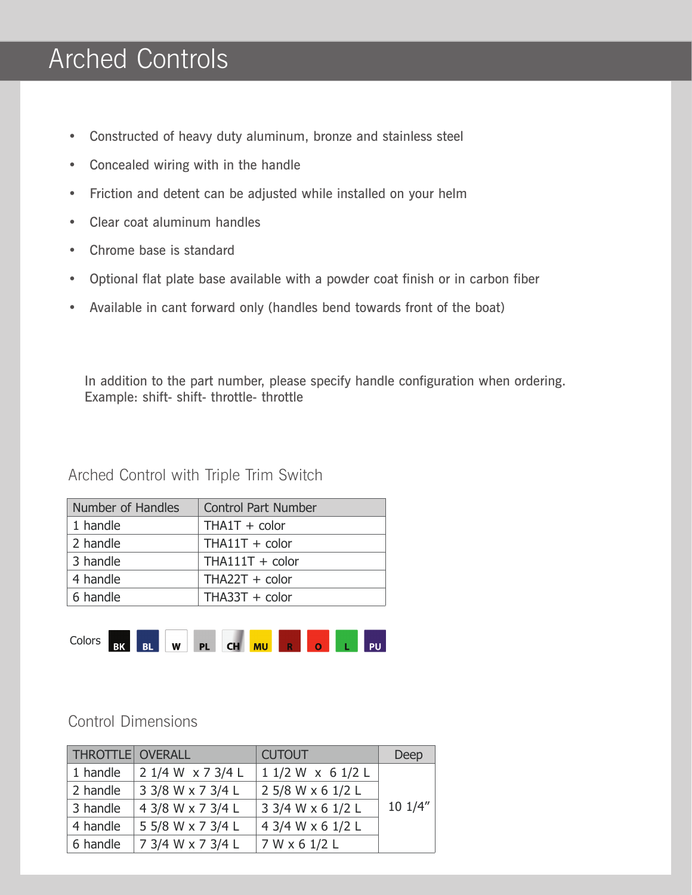# Arched Controls

- Constructed of heavy duty aluminum, bronze and stainless steel
- Concealed wiring with in the handle
- Friction and detent can be adjusted while installed on your helm
- Clear coat aluminum handles
- Chrome base is standard
- Optional flat plate base available with a powder coat finish or in carbon fiber
- Available in cant forward only (handles bend towards front of the boat)

In addition to the part number, please specify handle configuration when ordering.
Example: shift- shift- throttle- throttle

## Arched Control with Triple Trim Switch

| Number of Handles | Control Part Number |
|---|---|
| 1 handle | THA1T + color |
| 2 handle | THA11T + color |
| 3 handle | THA111T + color |
| 4 handle | THA22T + color |
| 6 handle | THA33T + color |

Colors BK BL W PL CH MU R O L PU

## Control Dimensions

| THROTTLE | OVERALL | CUTOUT | Deep |
|---|---|---|---|
| 1 handle | 2 1/4 W x 7 3/4 L | 1 1/2 W x 6 1/2 L | 10 1/4″ |
| 2 handle | 3 3/8 W x 7 3/4 L | 2 5/8 W x 6 1/2 L | |
| 3 handle | 4 3/8 W x 7 3/4 L | 3 3/4 W x 6 1/2 L | |
| 4 handle | 5 5/8 W x 7 3/4 L | 4 3/4 W x 6 1/2 L | |
| 6 handle | 7 3/4 W x 7 3/4 L | 7 W x 6 1/2 L | |